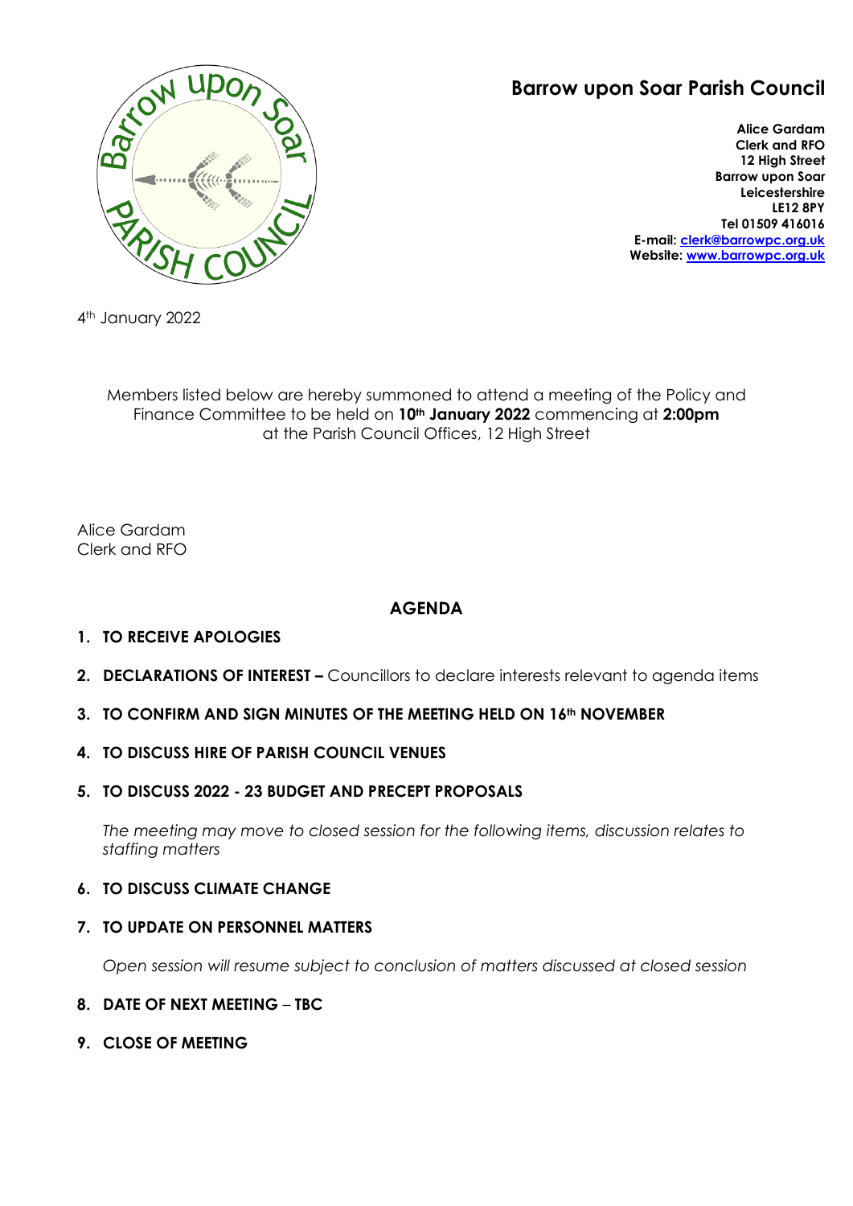# Barrow upon Soar Parish Council

**Alice Gardam**
**Clerk and RFO**
**12 High Street**
**Barrow upon Soar**
**Leicestershire**
**LE12 8PY**
**Tel 01509 416016**
**E-mail: clerk@barrowpc.org.uk**
**Website: www.barrowpc.org.uk**

4th January 2022

Members listed below are hereby summoned to attend a meeting of the Policy and Finance Committee to be held on **10th January 2022** commencing at **2:00pm** at the Parish Council Offices, 12 High Street

Alice Gardam
Clerk and RFO

## AGENDA

1. **TO RECEIVE APOLOGIES**
2. **DECLARATIONS OF INTEREST –** Councillors to declare interests relevant to agenda items
3. **TO CONFIRM AND SIGN MINUTES OF THE MEETING HELD ON 16th NOVEMBER**
4. **TO DISCUSS HIRE OF PARISH COUNCIL VENUES**
5. **TO DISCUSS 2022 - 23 BUDGET AND PRECEPT PROPOSALS**

   *The meeting may move to closed session for the following items, discussion relates to staffing matters*

6. **TO DISCUSS CLIMATE CHANGE**
7. **TO UPDATE ON PERSONNEL MATTERS**

   *Open session will resume subject to conclusion of matters discussed at closed session*

8. **DATE OF NEXT MEETING – TBC**
9. **CLOSE OF MEETING**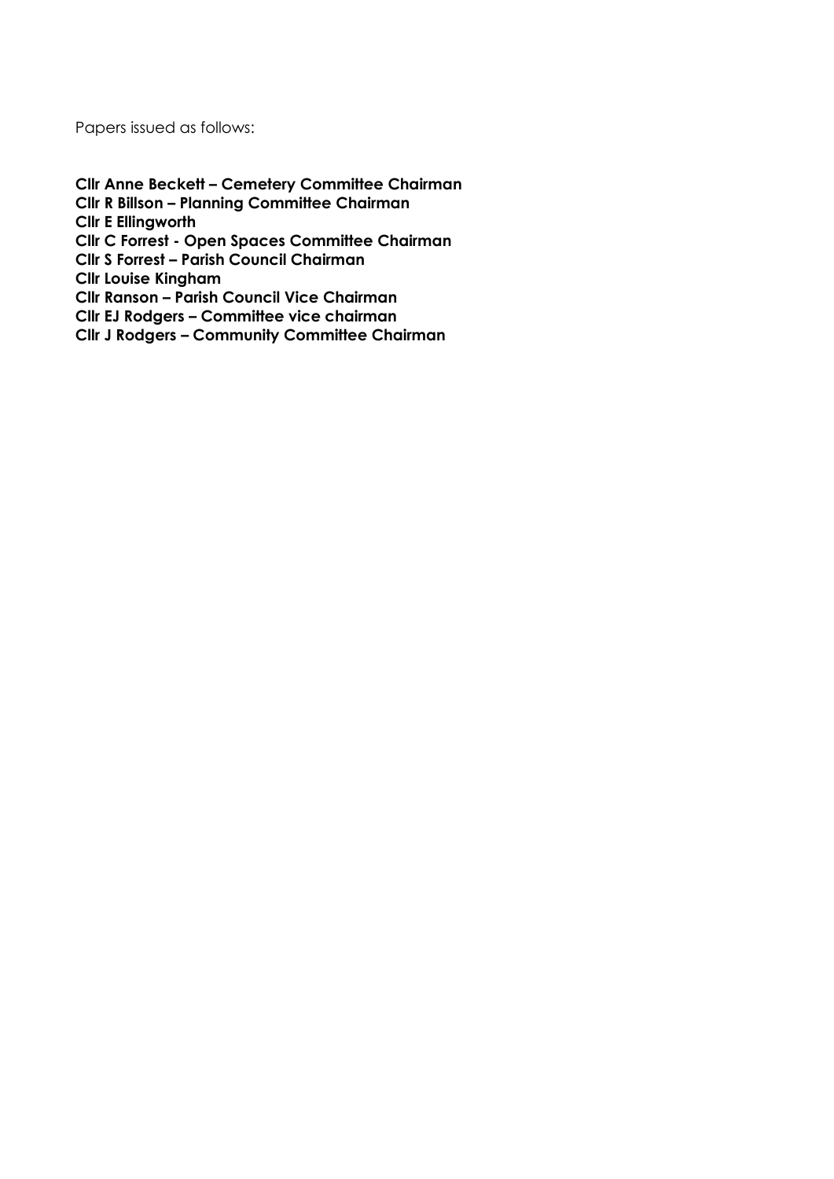Papers issued as follows:

**Cllr Anne Beckett – Cemetery Committee Chairman**  
**Cllr R Billson – Planning Committee Chairman**  
**Cllr E Ellingworth**  
**Cllr C Forrest - Open Spaces Committee Chairman**  
**Cllr S Forrest – Parish Council Chairman**  
**Cllr Louise Kingham**  
**Cllr Ranson – Parish Council Vice Chairman**  
**Cllr EJ Rodgers – Committee vice chairman**  
**Cllr J Rodgers – Community Committee Chairman**